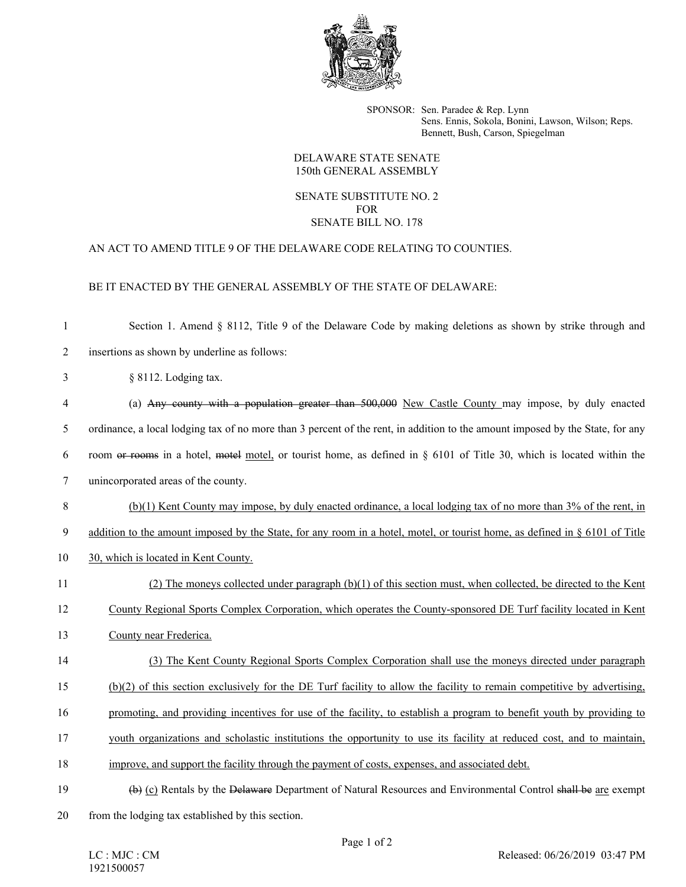SPONSOR: Sen. Paradee & Rep. Lynn
Sens. Ennis, Sokola, Bonini, Lawson, Wilson; Reps. Bennett, Bush, Carson, Spiegelman

DELAWARE STATE SENATE
150th GENERAL ASSEMBLY

SENATE SUBSTITUTE NO. 2
FOR
SENATE BILL NO. 178

AN ACT TO AMEND TITLE 9 OF THE DELAWARE CODE RELATING TO COUNTIES.

BE IT ENACTED BY THE GENERAL ASSEMBLY OF THE STATE OF DELAWARE:

1 Section 1. Amend § 8112, Title 9 of the Delaware Code by making deletions as shown by strike through and
2 insertions as shown by underline as follows:

3 § 8112. Lodging tax.

4 (a) ~~Any county with a population greater than 500,000~~ <u>New Castle County</u> may impose, by duly enacted
5 ordinance, a local lodging tax of no more than 3 percent of the rent, in addition to the amount imposed by the State, for any
6 room ~~or rooms~~ in a hotel, ~~motel~~ <u>motel,</u> or tourist home, as defined in § 6101 of Title 30, which is located within the
7 unincorporated areas of the county.

8 <u>(b)(1) Kent County may impose, by duly enacted ordinance, a local lodging tax of no more than 3% of the rent, in</u>
9 <u>addition to the amount imposed by the State, for any room in a hotel, motel, or tourist home, as defined in § 6101 of Title</u>
10 <u>30, which is located in Kent County.</u>

11 <u>(2) The moneys collected under paragraph (b)(1) of this section must, when collected, be directed to the Kent</u>
12 <u>County Regional Sports Complex Corporation, which operates the County-sponsored DE Turf facility located in Kent</u>
13 <u>County near Frederica.</u>

14 <u>(3) The Kent County Regional Sports Complex Corporation shall use the moneys directed under paragraph</u>
15 <u>(b)(2) of this section exclusively for the DE Turf facility to allow the facility to remain competitive by advertising,</u>
16 <u>promoting, and providing incentives for use of the facility, to establish a program to benefit youth by providing to</u>
17 <u>youth organizations and scholastic institutions the opportunity to use its facility at reduced cost, and to maintain,</u>
18 <u>improve, and support the facility through the payment of costs, expenses, and associated debt.</u>

19 ~~(b)~~ <u>(c)</u> Rentals by the ~~Delaware~~ Department of Natural Resources and Environmental Control ~~shall be~~ <u>are</u> exempt
20 from the lodging tax established by this section.

LC : MJC : CM
1921500057

Released: 06/26/2019 03:47 PM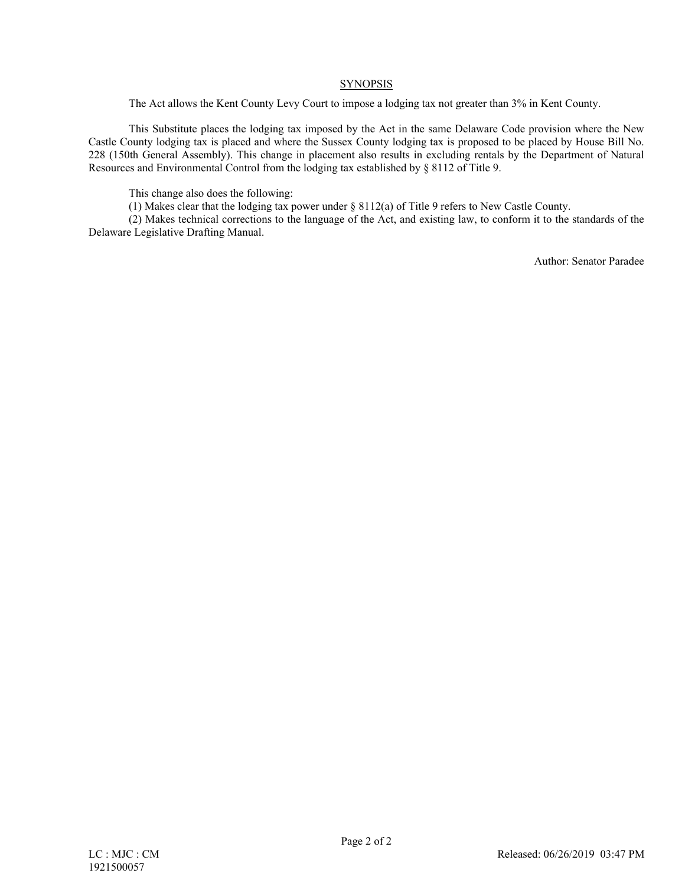SYNOPSIS

The Act allows the Kent County Levy Court to impose a lodging tax not greater than 3% in Kent County.

This Substitute places the lodging tax imposed by the Act in the same Delaware Code provision where the New Castle County lodging tax is placed and where the Sussex County lodging tax is proposed to be placed by House Bill No. 228 (150th General Assembly). This change in placement also results in excluding rentals by the Department of Natural Resources and Environmental Control from the lodging tax established by § 8112 of Title 9.

This change also does the following:

(1) Makes clear that the lodging tax power under § 8112(a) of Title 9 refers to New Castle County.

(2) Makes technical corrections to the language of the Act, and existing law, to conform it to the standards of the Delaware Legislative Drafting Manual.

Author: Senator Paradee

LC : MJC : CM
1921500057

Released: 06/26/2019 03:47 PM